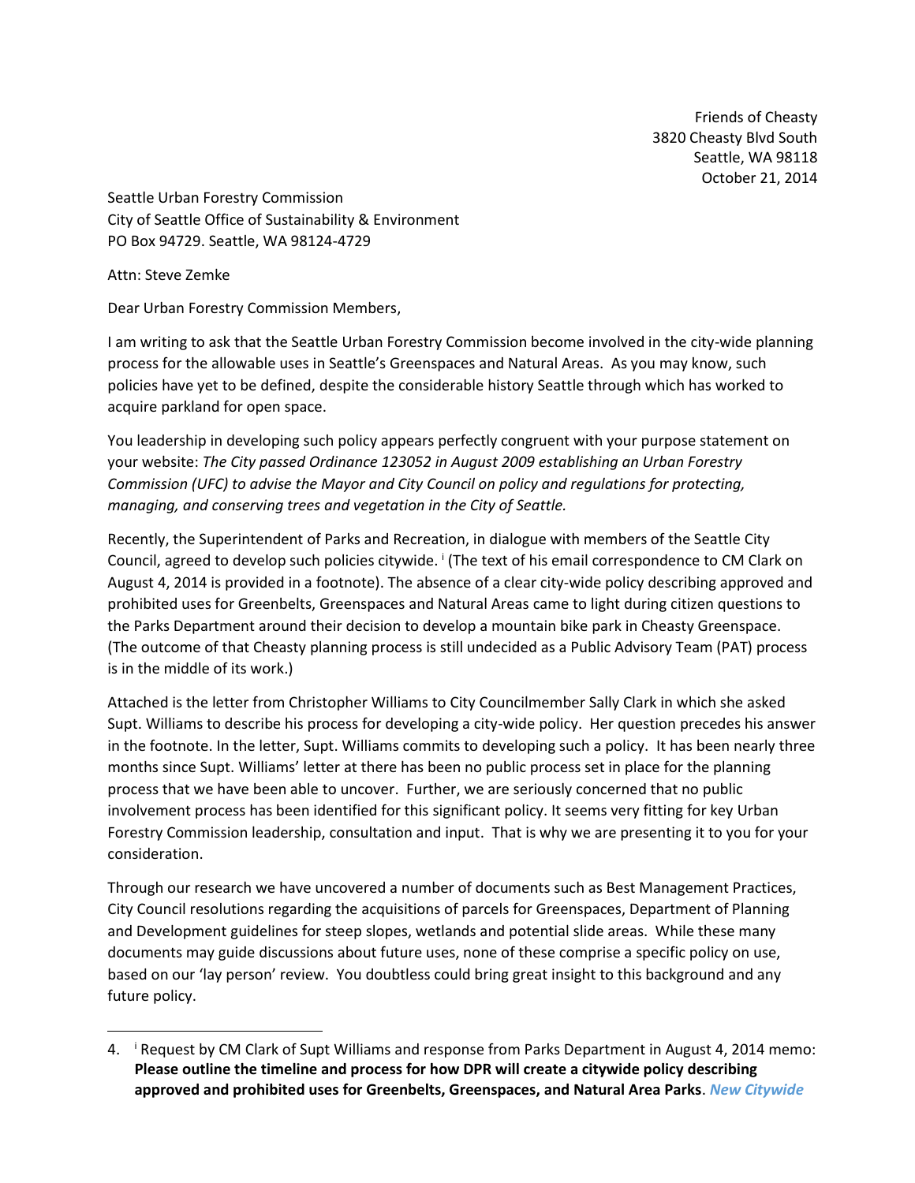Friends of Cheasty
3820 Cheasty Blvd South
Seattle, WA 98118
October 21, 2014

Seattle Urban Forestry Commission
City of Seattle Office of Sustainability & Environment
PO Box 94729. Seattle, WA 98124-4729

Attn: Steve Zemke

Dear Urban Forestry Commission Members,

I am writing to ask that the Seattle Urban Forestry Commission become involved in the city-wide planning process for the allowable uses in Seattle's Greenspaces and Natural Areas. As you may know, such policies have yet to be defined, despite the considerable history Seattle through which has worked to acquire parkland for open space.

You leadership in developing such policy appears perfectly congruent with your purpose statement on your website: *The City passed Ordinance 123052 in August 2009 establishing an Urban Forestry Commission (UFC) to advise the Mayor and City Council on policy and regulations for protecting, managing, and conserving trees and vegetation in the City of Seattle.*

Recently, the Superintendent of Parks and Recreation, in dialogue with members of the Seattle City Council, agreed to develop such policies citywide. [i] (The text of his email correspondence to CM Clark on August 4, 2014 is provided in a footnote). The absence of a clear city-wide policy describing approved and prohibited uses for Greenbelts, Greenspaces and Natural Areas came to light during citizen questions to the Parks Department around their decision to develop a mountain bike park in Cheasty Greenspace. (The outcome of that Cheasty planning process is still undecided as a Public Advisory Team (PAT) process is in the middle of its work.)

Attached is the letter from Christopher Williams to City Councilmember Sally Clark in which she asked Supt. Williams to describe his process for developing a city-wide policy. Her question precedes his answer in the footnote. In the letter, Supt. Williams commits to developing such a policy. It has been nearly three months since Supt. Williams' letter at there has been no public process set in place for the planning process that we have been able to uncover. Further, we are seriously concerned that no public involvement process has been identified for this significant policy. It seems very fitting for key Urban Forestry Commission leadership, consultation and input. That is why we are presenting it to you for your consideration.

Through our research we have uncovered a number of documents such as Best Management Practices, City Council resolutions regarding the acquisitions of parcels for Greenspaces, Department of Planning and Development guidelines for steep slopes, wetlands and potential slide areas. While these many documents may guide discussions about future uses, none of these comprise a specific policy on use, based on our 'lay person' review. You doubtless could bring great insight to this background and any future policy.

---

4. [i] Request by CM Clark of Supt Williams and response from Parks Department in August 4, 2014 memo: **Please outline the timeline and process for how DPR will create a citywide policy describing approved and prohibited uses for Greenbelts, Greenspaces, and Natural Area Parks**. ***New Citywide***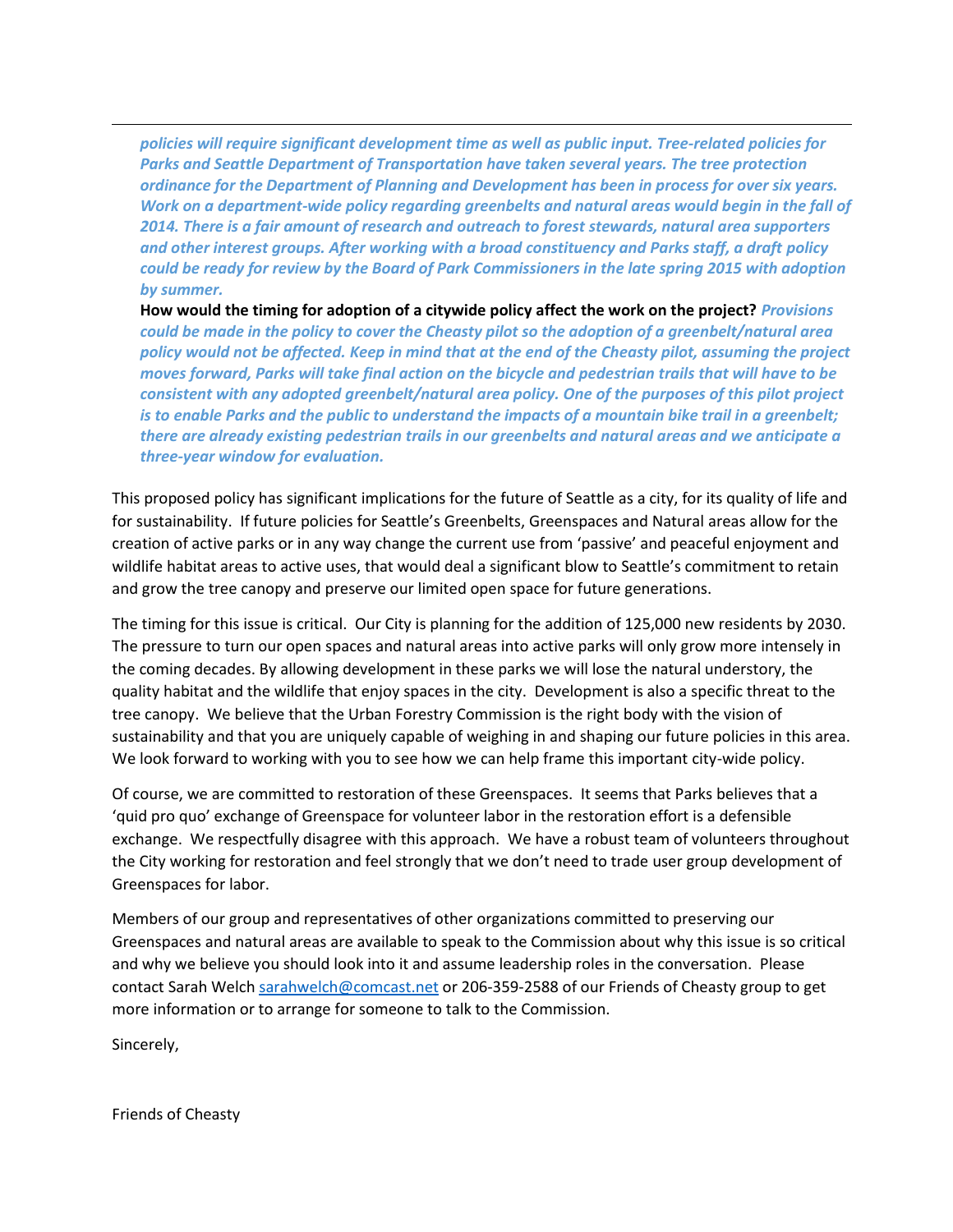***policies will require significant development time as well as public input. Tree-related policies for Parks and Seattle Department of Transportation have taken several years. The tree protection ordinance for the Department of Planning and Development has been in process for over six years. Work on a department-wide policy regarding greenbelts and natural areas would begin in the fall of 2014. There is a fair amount of research and outreach to forest stewards, natural area supporters and other interest groups. After working with a broad constituency and Parks staff, a draft policy could be ready for review by the Board of Park Commissioners in the late spring 2015 with adoption by summer.***

**How would the timing for adoption of a citywide policy affect the work on the project?** ***Provisions could be made in the policy to cover the Cheasty pilot so the adoption of a greenbelt/natural area policy would not be affected. Keep in mind that at the end of the Cheasty pilot, assuming the project moves forward, Parks will take final action on the bicycle and pedestrian trails that will have to be consistent with any adopted greenbelt/natural area policy. One of the purposes of this pilot project is to enable Parks and the public to understand the impacts of a mountain bike trail in a greenbelt; there are already existing pedestrian trails in our greenbelts and natural areas and we anticipate a three-year window for evaluation.***

This proposed policy has significant implications for the future of Seattle as a city, for its quality of life and for sustainability. If future policies for Seattle's Greenbelts, Greenspaces and Natural areas allow for the creation of active parks or in any way change the current use from 'passive' and peaceful enjoyment and wildlife habitat areas to active uses, that would deal a significant blow to Seattle's commitment to retain and grow the tree canopy and preserve our limited open space for future generations.

The timing for this issue is critical. Our City is planning for the addition of 125,000 new residents by 2030. The pressure to turn our open spaces and natural areas into active parks will only grow more intensely in the coming decades. By allowing development in these parks we will lose the natural understory, the quality habitat and the wildlife that enjoy spaces in the city. Development is also a specific threat to the tree canopy. We believe that the Urban Forestry Commission is the right body with the vision of sustainability and that you are uniquely capable of weighing in and shaping our future policies in this area. We look forward to working with you to see how we can help frame this important city-wide policy.

Of course, we are committed to restoration of these Greenspaces. It seems that Parks believes that a 'quid pro quo' exchange of Greenspace for volunteer labor in the restoration effort is a defensible exchange. We respectfully disagree with this approach. We have a robust team of volunteers throughout the City working for restoration and feel strongly that we don't need to trade user group development of Greenspaces for labor.

Members of our group and representatives of other organizations committed to preserving our Greenspaces and natural areas are available to speak to the Commission about why this issue is so critical and why we believe you should look into it and assume leadership roles in the conversation. Please contact Sarah Welch [sarahwelch@comcast.net](mailto:sarahwelch@comcast.net) or 206-359-2588 of our Friends of Cheasty group to get more information or to arrange for someone to talk to the Commission.

Sincerely,

Friends of Cheasty